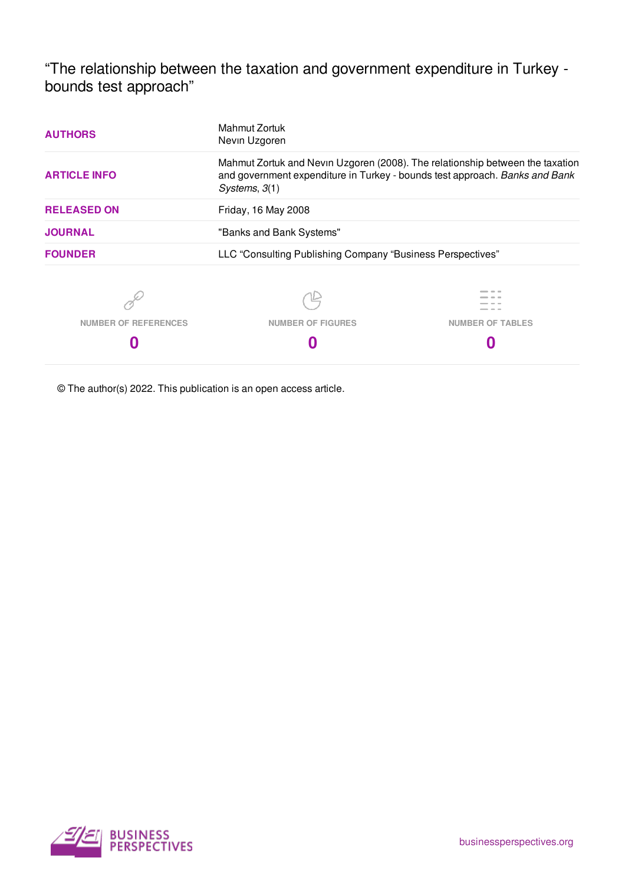# "The relationship between the taxation and government expenditure in Turkey - bounds test approach"

| | |
|---|---|
| **AUTHORS** | Mahmut Zortuk<br>Nevın Uzgoren |
| **ARTICLE INFO** | Mahmut Zortuk and Nevın Uzgoren (2008). The relationship between the taxation and government expenditure in Turkey - bounds test approach. *Banks and Bank Systems*, *3*(1) |
| **RELEASED ON** | Friday, 16 May 2008 |
| **JOURNAL** | "Banks and Bank Systems" |
| **FOUNDER** | LLC "Consulting Publishing Company "Business Perspectives" |

| NUMBER OF REFERENCES | NUMBER OF FIGURES | NUMBER OF TABLES |
|---|---|---|
| 0 | 0 | 0 |

© The author(s) 2022. This publication is an open access article.

BUSINESS PERSPECTIVES

businessperspectives.org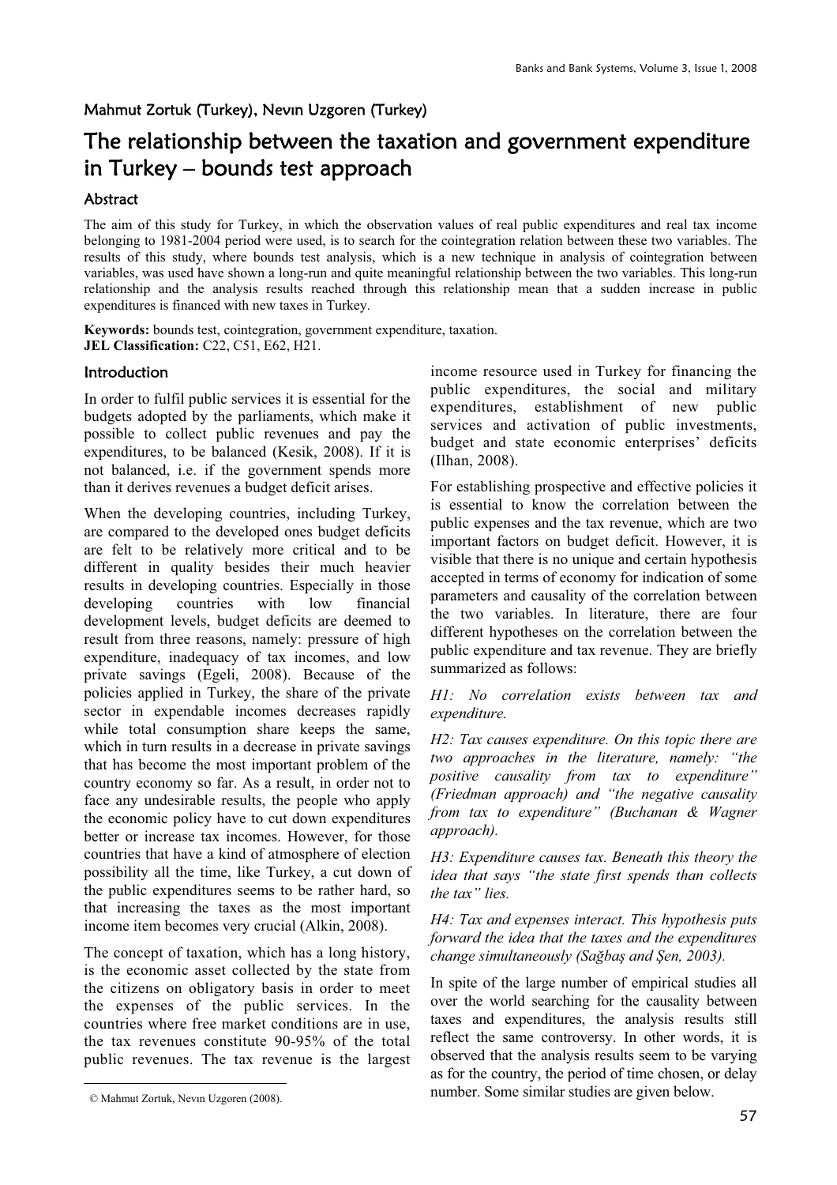Mahmut Zortuk (Turkey), Nevın Uzgoren (Turkey)

# The relationship between the taxation and government expenditure in Turkey – bounds test approach

## Abstract

The aim of this study for Turkey, in which the observation values of real public expenditures and real tax income belonging to 1981-2004 period were used, is to search for the cointegration relation between these two variables. The results of this study, where bounds test analysis, which is a new technique in analysis of cointegration between variables, was used have shown a long-run and quite meaningful relationship between the two variables. This long-run relationship and the analysis results reached through this relationship mean that a sudden increase in public expenditures is financed with new taxes in Turkey.

**Keywords:** bounds test, cointegration, government expenditure, taxation.
**JEL Classification:** C22, C51, E62, H21.

## Introduction

In order to fulfil public services it is essential for the budgets adopted by the parliaments, which make it possible to collect public revenues and pay the expenditures, to be balanced (Kesik, 2008). If it is not balanced, i.e. if the government spends more than it derives revenues a budget deficit arises.

When the developing countries, including Turkey, are compared to the developed ones budget deficits are felt to be relatively more critical and to be different in quality besides their much heavier results in developing countries. Especially in those developing countries with low financial development levels, budget deficits are deemed to result from three reasons, namely: pressure of high expenditure, inadequacy of tax incomes, and low private savings (Egeli, 2008). Because of the policies applied in Turkey, the share of the private sector in expendable incomes decreases rapidly while total consumption share keeps the same, which in turn results in a decrease in private savings that has become the most important problem of the country economy so far. As a result, in order not to face any undesirable results, the people who apply the economic policy have to cut down expenditures better or increase tax incomes. However, for those countries that have a kind of atmosphere of election possibility all the time, like Turkey, a cut down of the public expenditures seems to be rather hard, so that increasing the taxes as the most important income item becomes very crucial (Alkin, 2008).

The concept of taxation, which has a long history, is the economic asset collected by the state from the citizens on obligatory basis in order to meet the expenses of the public services. In the countries where free market conditions are in use, the tax revenues constitute 90-95% of the total public revenues. The tax revenue is the largest income resource used in Turkey for financing the public expenditures, the social and military expenditures, establishment of new public services and activation of public investments, budget and state economic enterprises' deficits (Ilhan, 2008).

For establishing prospective and effective policies it is essential to know the correlation between the public expenses and the tax revenue, which are two important factors on budget deficit. However, it is visible that there is no unique and certain hypothesis accepted in terms of economy for indication of some parameters and causality of the correlation between the two variables. In literature, there are four different hypotheses on the correlation between the public expenditure and tax revenue. They are briefly summarized as follows:

*H1: No correlation exists between tax and expenditure.*

*H2: Tax causes expenditure. On this topic there are two approaches in the literature, namely: "the positive causality from tax to expenditure" (Friedman approach) and "the negative causality from tax to expenditure" (Buchanan & Wagner approach).*

*H3: Expenditure causes tax. Beneath this theory the idea that says "the state first spends than collects the tax" lies.*

*H4: Tax and expenses interact. This hypothesis puts forward the idea that the taxes and the expenditures change simultaneously (Sağbaş and Şen, 2003).*

In spite of the large number of empirical studies all over the world searching for the causality between taxes and expenditures, the analysis results still reflect the same controversy. In other words, it is observed that the analysis results seem to be varying as for the country, the period of time chosen, or delay number. Some similar studies are given below.

© Mahmut Zortuk, Nevın Uzgoren (2008).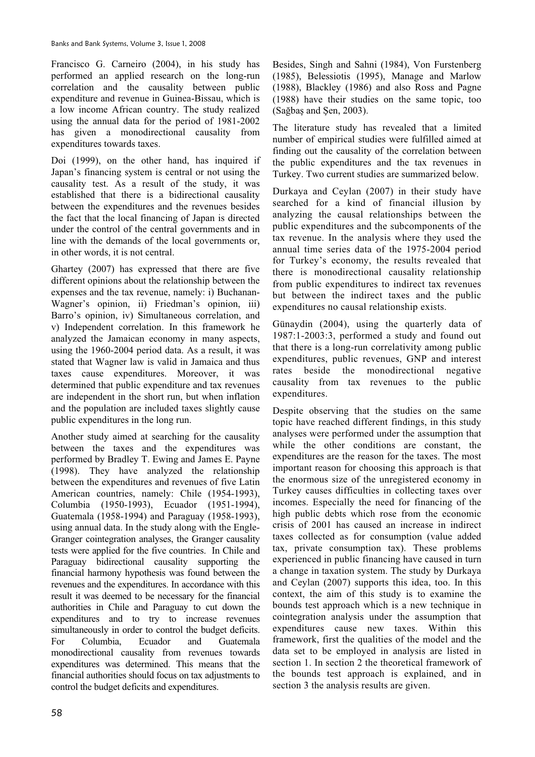Francisco G. Carneiro (2004), in his study has performed an applied research on the long-run correlation and the causality between public expenditure and revenue in Guinea-Bissau, which is a low income African country. The study realized using the annual data for the period of 1981-2002 has given a monodirectional causality from expenditures towards taxes.

Doi (1999), on the other hand, has inquired if Japan's financing system is central or not using the causality test. As a result of the study, it was established that there is a bidirectional causality between the expenditures and the revenues besides the fact that the local financing of Japan is directed under the control of the central governments and in line with the demands of the local governments or, in other words, it is not central.

Ghartey (2007) has expressed that there are five different opinions about the relationship between the expenses and the tax revenue, namely: i) Buchanan-Wagner's opinion, ii) Friedman's opinion, iii) Barro's opinion, iv) Simultaneous correlation, and v) Independent correlation. In this framework he analyzed the Jamaican economy in many aspects, using the 1960-2004 period data. As a result, it was stated that Wagner law is valid in Jamaica and thus taxes cause expenditures. Moreover, it was determined that public expenditure and tax revenues are independent in the short run, but when inflation and the population are included taxes slightly cause public expenditures in the long run.

Another study aimed at searching for the causality between the taxes and the expenditures was performed by Bradley T. Ewing and James E. Payne (1998). They have analyzed the relationship between the expenditures and revenues of five Latin American countries, namely: Chile (1954-1993), Columbia (1950-1993), Ecuador (1951-1994), Guatemala (1958-1994) and Paraguay (1958-1993), using annual data. In the study along with the Engle-Granger cointegration analyses, the Granger causality tests were applied for the five countries. In Chile and Paraguay bidirectional causality supporting the financial harmony hypothesis was found between the revenues and the expenditures. In accordance with this result it was deemed to be necessary for the financial authorities in Chile and Paraguay to cut down the expenditures and to try to increase revenues simultaneously in order to control the budget deficits. For Columbia, Ecuador and Guatemala monodirectional causality from revenues towards expenditures was determined. This means that the financial authorities should focus on tax adjustments to control the budget deficits and expenditures.

Besides, Singh and Sahni (1984), Von Furstenberg (1985), Belessiotis (1995), Manage and Marlow (1988), Blackley (1986) and also Ross and Pagne (1988) have their studies on the same topic, too (Sağbaş and Şen, 2003).

The literature study has revealed that a limited number of empirical studies were fulfilled aimed at finding out the causality of the correlation between the public expenditures and the tax revenues in Turkey. Two current studies are summarized below.

Durkaya and Ceylan (2007) in their study have searched for a kind of financial illusion by analyzing the causal relationships between the public expenditures and the subcomponents of the tax revenue. In the analysis where they used the annual time series data of the 1975-2004 period for Turkey's economy, the results revealed that there is monodirectional causality relationship from public expenditures to indirect tax revenues but between the indirect taxes and the public expenditures no causal relationship exists.

Günaydin (2004), using the quarterly data of 1987:1-2003:3, performed a study and found out that there is a long-run correlativity among public expenditures, public revenues, GNP and interest rates beside the monodirectional negative causality from tax revenues to the public expenditures.

Despite observing that the studies on the same topic have reached different findings, in this study analyses were performed under the assumption that while the other conditions are constant, the expenditures are the reason for the taxes. The most important reason for choosing this approach is that the enormous size of the unregistered economy in Turkey causes difficulties in collecting taxes over incomes. Especially the need for financing of the high public debts which rose from the economic crisis of 2001 has caused an increase in indirect taxes collected as for consumption (value added tax, private consumption tax). These problems experienced in public financing have caused in turn a change in taxation system. The study by Durkaya and Ceylan (2007) supports this idea, too. In this context, the aim of this study is to examine the bounds test approach which is a new technique in cointegration analysis under the assumption that expenditures cause new taxes. Within this framework, first the qualities of the model and the data set to be employed in analysis are listed in section 1. In section 2 the theoretical framework of the bounds test approach is explained, and in section 3 the analysis results are given.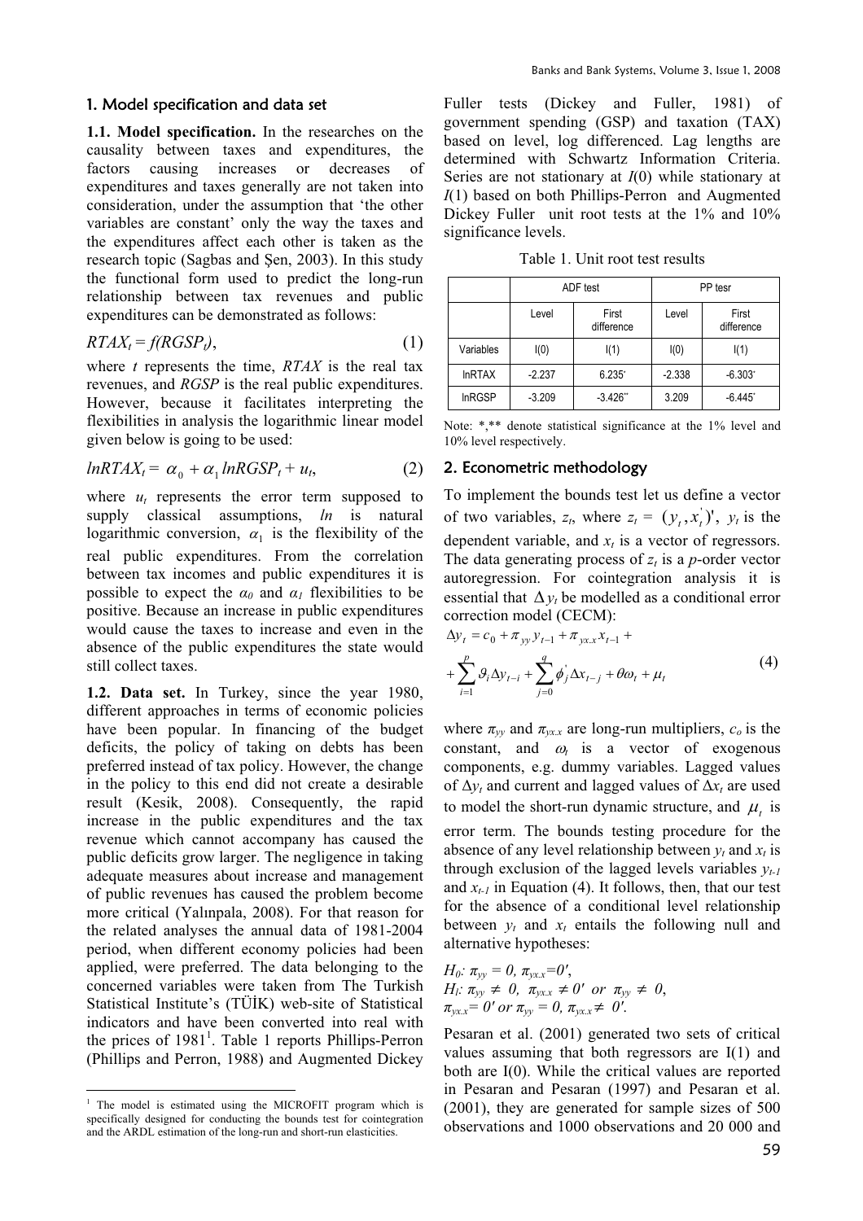## 1. Model specification and data set

**1.1. Model specification.** In the researches on the causality between taxes and expenditures, the factors causing increases or decreases of expenditures and taxes generally are not taken into consideration, under the assumption that 'the other variables are constant' only the way the taxes and the expenditures affect each other is taken as the research topic (Sagbas and Şen, 2003). In this study the functional form used to predict the long-run relationship between tax revenues and public expenditures can be demonstrated as follows:

$$RTAX_t = f(RGSP_t), \tag{1}$$

where $t$ represents the time, $RTAX$ is the real tax revenues, and $RGSP$ is the real public expenditures. However, because it facilitates interpreting the flexibilities in analysis the logarithmic linear model given below is going to be used:

$$lnRTAX_t = \alpha_0 + \alpha_1 lnRGSP_t + u_t, \tag{2}$$

where $u_t$ represents the error term supposed to supply classical assumptions, $ln$ is natural logarithmic conversion, $\alpha_1$ is the flexibility of the real public expenditures. From the correlation between tax incomes and public expenditures it is possible to expect the $\alpha_0$ and $\alpha_1$ flexibilities to be positive. Because an increase in public expenditures would cause the taxes to increase and even in the absence of the public expenditures the state would still collect taxes.

**1.2. Data set.** In Turkey, since the year 1980, different approaches in terms of economic policies have been popular. In financing of the budget deficits, the policy of taking on debts has been preferred instead of tax policy. However, the change in the policy to this end did not create a desirable result (Kesik, 2008). Consequently, the rapid increase in the public expenditures and the tax revenue which cannot accompany has caused the public deficits grow larger. The negligence in taking adequate measures about increase and management of public revenues has caused the problem become more critical (Yalınpala, 2008). For that reason for the related analyses the annual data of 1981-2004 period, when different economy policies had been applied, were preferred. The data belonging to the concerned variables were taken from The Turkish Statistical Institute's (TÜİK) web-site of Statistical indicators and have been converted into real with the prices of 1981[1]. Table 1 reports Phillips-Perron (Phillips and Perron, 1988) and Augmented Dickey Fuller tests (Dickey and Fuller, 1981) of government spending (GSP) and taxation (TAX) based on level, log differenced. Lag lengths are determined with Schwartz Information Criteria. Series are not stationary at $I(0)$ while stationary at $I(1)$ based on both Phillips-Perron and Augmented Dickey Fuller unit root tests at the 1% and 10% significance levels.

Table 1. Unit root test results

| | ADF test | | PP tesr | |
|---|---|---|---|---|
| | Level | First difference | Level | First difference |
| Variables | I(0) | I(1) | I(0) | I(1) |
| lnRTAX | -2.237 | 6.235* | -2.338 | -6.303* |
| lnRGSP | -3.209 | -3.426** | 3.209 | -6.445* |

Note: *,** denote statistical significance at the 1% level and 10% level respectively.

## 2. Econometric methodology

To implement the bounds test let us define a vector of two variables, $z_t$, where $z_t = (y_t, x_t^{'})'$, $y_t$ is the dependent variable, and $x_t$ is a vector of regressors. The data generating process of $z_t$ is a $p$-order vector autoregression. For cointegration analysis it is essential that $\Delta y_t$ be modelled as a conditional error correction model (CECM):

$$\Delta y_t = c_0 + \pi_{yy} y_{t-1} + \pi_{yx.x} x_{t-1} + \sum_{i=1}^{p} \vartheta_i \Delta y_{t-i} + \sum_{j=0}^{q} \phi_j^{'} \Delta x_{t-j} + \theta \omega_t + \mu_t \tag{4}$$

where $\pi_{yy}$ and $\pi_{yx.x}$ are long-run multipliers, $c_o$ is the constant, and $\omega_t$ is a vector of exogenous components, e.g. dummy variables. Lagged values of $\Delta y_t$ and current and lagged values of $\Delta x_t$ are used to model the short-run dynamic structure, and $\mu_t$ is error term. The bounds testing procedure for the absence of any level relationship between $y_t$ and $x_t$ is through exclusion of the lagged levels variables $y_{t-1}$ and $x_{t-1}$ in Equation (4). It follows, then, that our test for the absence of a conditional level relationship between $y_t$ and $x_t$ entails the following null and alternative hypotheses:

$H_0$: $\pi_{yy} = 0$, $\pi_{yx.x} = 0'$,
$H_1$: $\pi_{yy} \neq 0$, $\pi_{yx.x} \neq 0'$ or $\pi_{yy} \neq 0$, $\pi_{yx.x} = 0'$ or $\pi_{yy} = 0$, $\pi_{yx.x} \neq 0'$.

Pesaran et al. (2001) generated two sets of critical values assuming that both regressors are I(1) and both are I(0). While the critical values are reported in Pesaran and Pesaran (1997) and Pesaran et al. (2001), they are generated for sample sizes of 500 observations and 1000 observations and 20 000 and

[1] The model is estimated using the MICROFIT program which is specifically designed for conducting the bounds test for cointegration and the ARDL estimation of the long-run and short-run elasticities.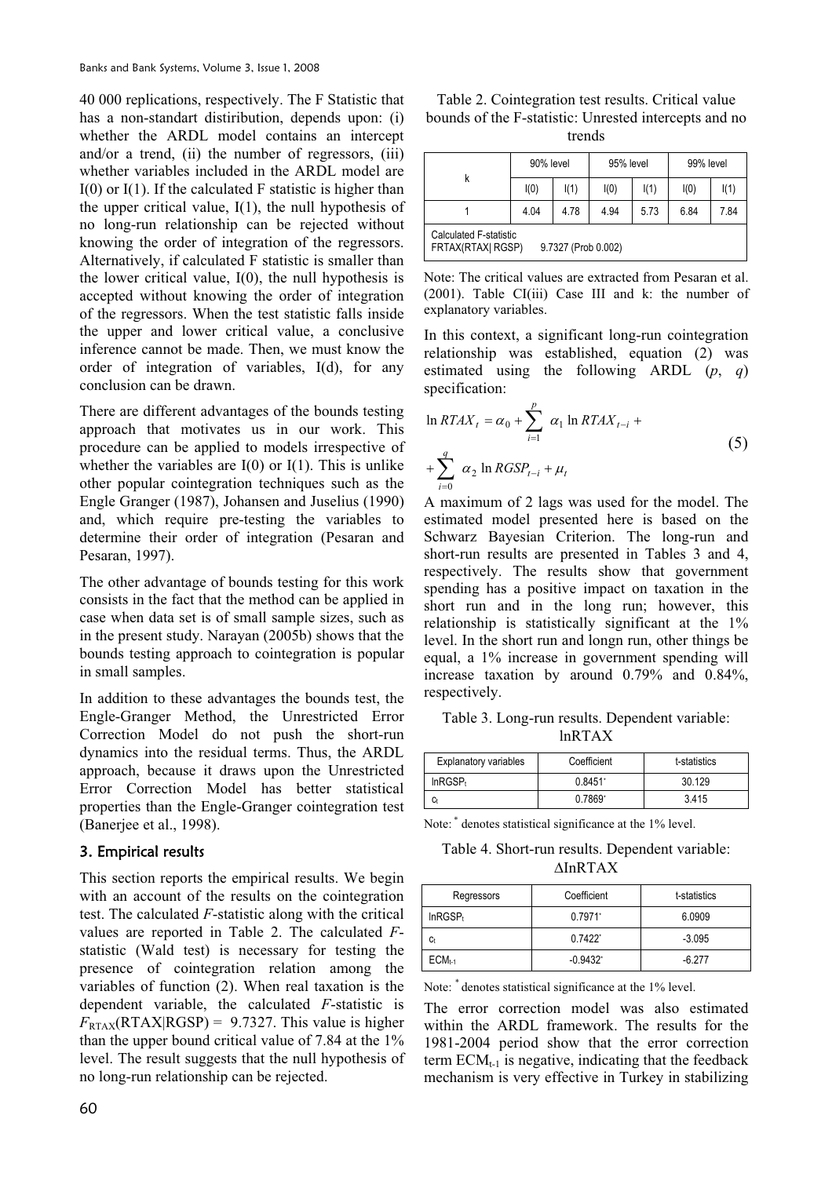40 000 replications, respectively. The F Statistic that has a non-standart distiribution, depends upon: (i) whether the ARDL model contains an intercept and/or a trend, (ii) the number of regressors, (iii) whether variables included in the ARDL model are I(0) or I(1). If the calculated F statistic is higher than the upper critical value, I(1), the null hypothesis of no long-run relationship can be rejected without knowing the order of integration of the regressors. Alternatively, if calculated F statistic is smaller than the lower critical value, I(0), the null hypothesis is accepted without knowing the order of integration of the regressors. When the test statistic falls inside the upper and lower critical value, a conclusive inference cannot be made. Then, we must know the order of integration of variables, I(d), for any conclusion can be drawn.

There are different advantages of the bounds testing approach that motivates us in our work. This procedure can be applied to models irrespective of whether the variables are I(0) or I(1). This is unlike other popular cointegration techniques such as the Engle Granger (1987), Johansen and Juselius (1990) and, which require pre-testing the variables to determine their order of integration (Pesaran and Pesaran, 1997).

The other advantage of bounds testing for this work consists in the fact that the method can be applied in case when data set is of small sample sizes, such as in the present study. Narayan (2005b) shows that the bounds testing approach to cointegration is popular in small samples.

In addition to these advantages the bounds test, the Engle-Granger Method, the Unrestricted Error Correction Model do not push the short-run dynamics into the residual terms. Thus, the ARDL approach, because it draws upon the Unrestricted Error Correction Model has better statistical properties than the Engle-Granger cointegration test (Banerjee et al., 1998).

## 3. Empirical results

This section reports the empirical results. We begin with an account of the results on the cointegration test. The calculated *F*-statistic along with the critical values are reported in Table 2. The calculated *F*-statistic (Wald test) is necessary for testing the presence of cointegration relation among the variables of function (2). When real taxation is the dependent variable, the calculated *F*-statistic is $F_{RTAX}(RTAX|RGSP) = 9.7327$. This value is higher than the upper bound critical value of 7.84 at the 1% level. The result suggests that the null hypothesis of no long-run relationship can be rejected.

Table 2. Cointegration test results. Critical value bounds of the F-statistic: Unrested intercepts and no trends

| k | 90% level | | 95% level | | 99% level | |
|---|---|---|---|---|---|---|
| | I(0) | I(1) | I(0) | I(1) | I(0) | I(1) |
| 1 | 4.04 | 4.78 | 4.94 | 5.73 | 6.84 | 7.84 |
| Calculated F-statistic FRTAX(RTAX\| RGSP) 9.7327 (Prob 0.002) | | | | | | |

Note: The critical values are extracted from Pesaran et al. (2001). Table CI(iii) Case III and k: the number of explanatory variables.

In this context, a significant long-run cointegration relationship was established, equation (2) was estimated using the following ARDL (*p*, *q*) specification:

$$\ln RTAX_t = \alpha_0 + \sum_{i=1}^{p} \alpha_1 \ln RTAX_{t-i} + \sum_{i=0}^{q} \alpha_2 \ln RGSP_{t-i} + \mu_t \quad (5)$$

A maximum of 2 lags was used for the model. The estimated model presented here is based on the Schwarz Bayesian Criterion. The long-run and short-run results are presented in Tables 3 and 4, respectively. The results show that government spending has a positive impact on taxation in the short run and in the long run; however, this relationship is statistically significant at the 1% level. In the short run and longn run, other things be equal, a 1% increase in government spending will increase taxation by around 0.79% and 0.84%, respectively.

Table 3. Long-run results. Dependent variable: lnRTAX

| Explanatory variables | Coefficient | t-statistics |
|---|---|---|
| $\ln RGSP_t$ | 0.8451* | 30.129 |
| $c_t$ | 0.7869* | 3.415 |

Note: * denotes statistical significance at the 1% level.

Table 4. Short-run results. Dependent variable: ΔInRTAX

| Regressors | Coefficient | t-statistics |
|---|---|---|
| $\ln RGSP_t$ | 0.7971* | 6.0909 |
| $c_t$ | 0.7422* | -3.095 |
| $ECM_{t-1}$ | -0.9432* | -6.277 |

Note: * denotes statistical significance at the 1% level.

The error correction model was also estimated within the ARDL framework. The results for the 1981-2004 period show that the error correction term $ECM_{t-1}$ is negative, indicating that the feedback mechanism is very effective in Turkey in stabilizing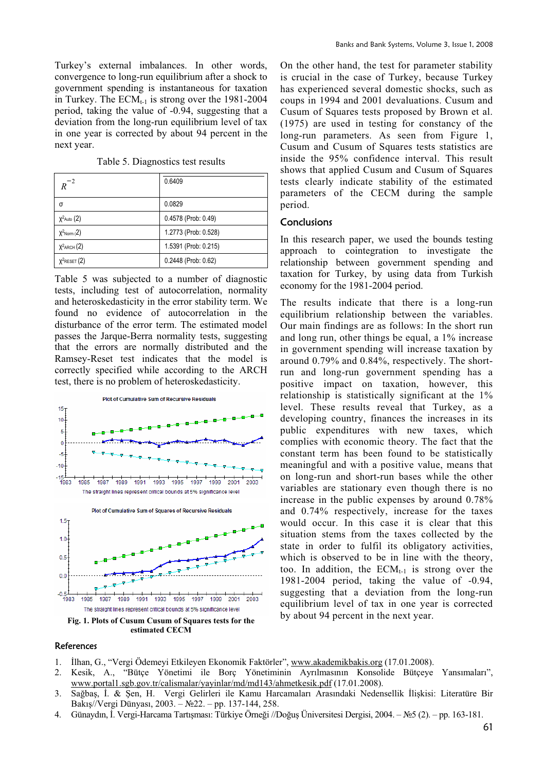Turkey's external imbalances. In other words, convergence to long-run equilibrium after a shock to government spending is instantaneous for taxation in Turkey. The $ECM_{t-1}$ is strong over the 1981-2004 period, taking the value of -0.94, suggesting that a deviation from the long-run equilibrium level of tax in one year is corrected by about 94 percent in the next year.

Table 5. Diagnostics test results

| | |
|---|---|
| $\bar{R}^2$ | 0.6409 |
| σ | 0.0829 |
| $\chi^2_{Auto}$ (2) | 0.4578 (Prob: 0.49) |
| $\chi^2_{Norm}$ (2) | 1.2773 (Prob: 0.528) |
| $\chi^2_{ARCH}$ (2) | 1.5391 (Prob: 0.215) |
| $\chi^2_{RESET}$ (2) | 0.2448 (Prob: 0.62) |

Table 5 was subjected to a number of diagnostic tests, including test of autocorrelation, normality and heteroskedasticity in the error stability term. We found no evidence of autocorrelation in the disturbance of the error term. The estimated model passes the Jarque-Berra normality tests, suggesting that the errors are normally distributed and the Ramsey-Reset test indicates that the model is correctly specified while according to the ARCH test, there is no problem of heteroskedasticity.

Plot of Cumulative Sum of Recursive Residuals

The straight lines represent critical bounds at 5% significance level

Plot of Cumulative Sum of Squares of Recursive Residuals

The straight lines represent critical bounds at 5% significance level

**Fig. 1. Plots of Cusum Cusum of Squares tests for the estimated CECM**

On the other hand, the test for parameter stability is crucial in the case of Turkey, because Turkey has experienced several domestic shocks, such as coups in 1994 and 2001 devaluations. Cusum and Cusum of Squares tests proposed by Brown et al. (1975) are used in testing for constancy of the long-run parameters. As seen from Figure 1, Cusum and Cusum of Squares tests statistics are inside the 95% confidence interval. This result shows that applied Cusum and Cusum of Squares tests clearly indicate stability of the estimated parameters of the CECM during the sample period.

## Conclusions

In this research paper, we used the bounds testing approach to cointegration to investigate the relationship between government spending and taxation for Turkey, by using data from Turkish economy for the 1981-2004 period.

The results indicate that there is a long-run equilibrium relationship between the variables. Our main findings are as follows: In the short run and long run, other things be equal, a 1% increase in government spending will increase taxation by around 0.79% and 0.84%, respectively. The short-run and long-run government spending has a positive impact on taxation, however, this relationship is statistically significant at the 1% level. These results reveal that Turkey, as a developing country, finances the increases in its public expenditures with new taxes, which complies with economic theory. The fact that the constant term has been found to be statistically meaningful and with a positive value, means that on long-run and short-run bases while the other variables are stationary even though there is no increase in the public expenses by around 0.78% and 0.74% respectively, increase for the taxes would occur. In this case it is clear that this situation stems from the taxes collected by the state in order to fulfil its obligatory activities, which is observed to be in line with the theory, too. In addition, the $ECM_{t-1}$ is strong over the 1981-2004 period, taking the value of -0.94, suggesting that a deviation from the long-run equilibrium level of tax in one year is corrected by about 94 percent in the next year.

## References

1. İlhan, G., "Vergi Ödemeyi Etkileyen Ekonomik Faktörler", www.akademikbakis.org (17.01.2008).
2. Kesik, A., "Bütçe Yönetimi ile Borç Yönetiminin Ayrılmasının Konsolide Bütçeye Yansımaları", www.portal1.sgb.gov.tr/calismalar/yayinlar/md/md143/ahmetkesik.pdf (17.01.2008).
3. Sağbaş, İ. & Şen, H. Vergi Gelirleri ile Kamu Harcamaları Arasındaki Nedensellik İlişkisi: Literatüre Bir Bakış//Vergi Dünyası, 2003. – №22. – pp. 137-144, 258.
4. Günaydın, İ. Vergi-Harcama Tartışması: Türkiye Örneği //Doğuş Üniversitesi Dergisi, 2004. – №5 (2). – pp. 163-181.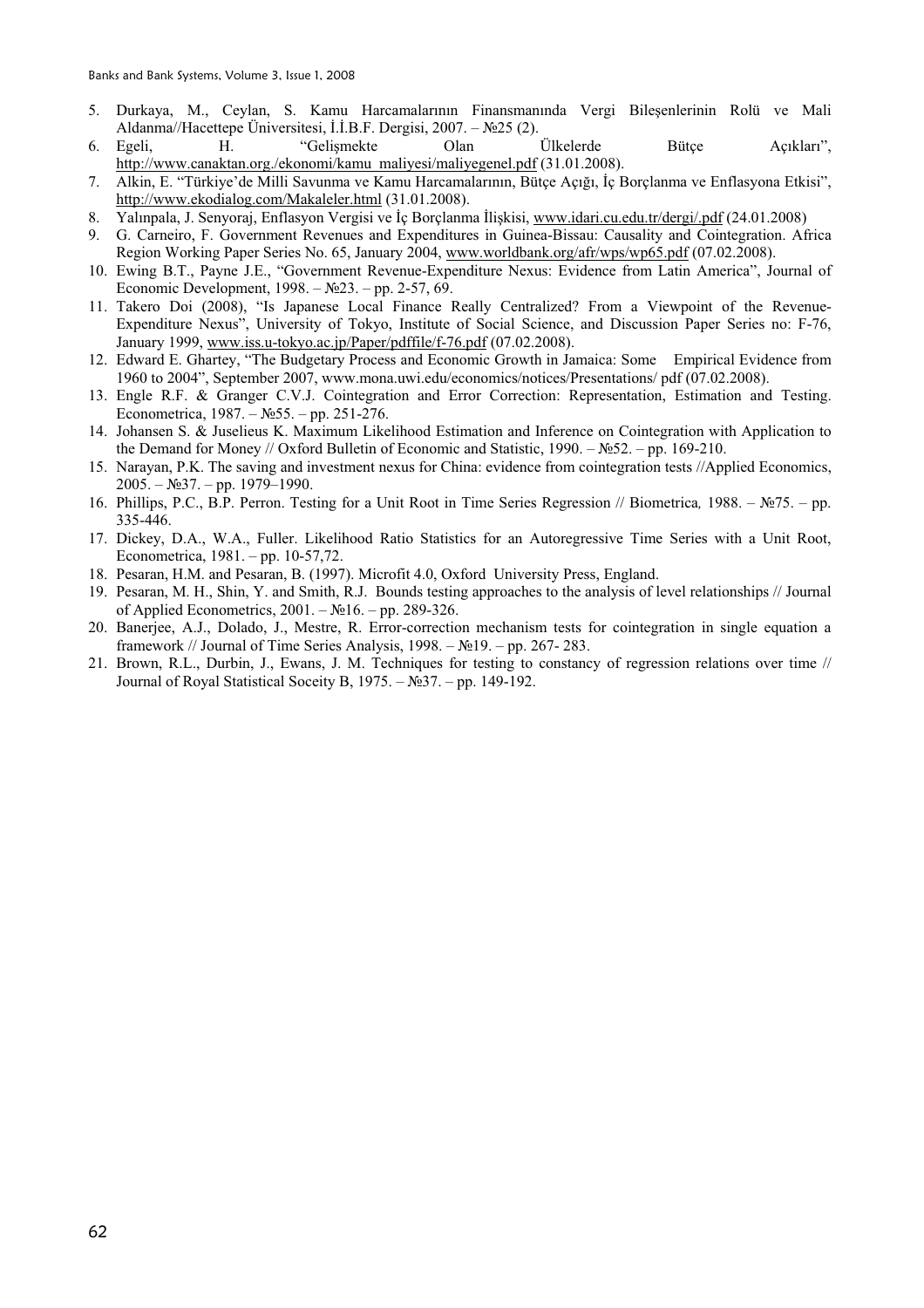5. Durkaya, M., Ceylan, S. Kamu Harcamalarının Finansmanında Vergi Bileşenlerinin Rolü ve Mali Aldanma//Hacettepe Üniversitesi, İ.İ.B.F. Dergisi, 2007. – №25 (2).
6. Egeli, H. "Gelişmekte Olan Ülkelerde Bütçe Açıkları", http://www.canaktan.org./ekonomi/kamu_maliyesi/maliyegenel.pdf (31.01.2008).
7. Alkin, E. "Türkiye'de Milli Savunma ve Kamu Harcamalarının, Bütçe Açığı, İç Borçlanma ve Enflasyona Etkisi", http://www.ekodialog.com/Makaleler.html (31.01.2008).
8. Yalınpala, J. Senyoraj, Enflasyon Vergisi ve İç Borçlanma İlişkisi, www.idari.cu.edu.tr/dergi/.pdf (24.01.2008)
9. G. Carneiro, F. Government Revenues and Expenditures in Guinea-Bissau: Causality and Cointegration. Africa Region Working Paper Series No. 65, January 2004, www.worldbank.org/afr/wps/wp65.pdf (07.02.2008).
10. Ewing B.T., Payne J.E., "Government Revenue-Expenditure Nexus: Evidence from Latin America", Journal of Economic Development, 1998. – №23. – pp. 2-57, 69.
11. Takero Doi (2008), "Is Japanese Local Finance Really Centralized? From a Viewpoint of the Revenue-Expenditure Nexus", University of Tokyo, Institute of Social Science, and Discussion Paper Series no: F-76, January 1999, www.iss.u-tokyo.ac.jp/Paper/pdffile/f-76.pdf (07.02.2008).
12. Edward E. Ghartey, "The Budgetary Process and Economic Growth in Jamaica: Some Empirical Evidence from 1960 to 2004", September 2007, www.mona.uwi.edu/economics/notices/Presentations/ pdf (07.02.2008).
13. Engle R.F. & Granger C.V.J. Cointegration and Error Correction: Representation, Estimation and Testing. Econometrica, 1987. – №55. – pp. 251-276.
14. Johansen S. & Juselieus K. Maximum Likelihood Estimation and Inference on Cointegration with Application to the Demand for Money // Oxford Bulletin of Economic and Statistic, 1990. – №52. – pp. 169-210.
15. Narayan, P.K. The saving and investment nexus for China: evidence from cointegration tests //Applied Economics, 2005. – №37. – pp. 1979–1990.
16. Phillips, P.C., B.P. Perron. Testing for a Unit Root in Time Series Regression // Biometrica, 1988. – №75. – pp. 335-446.
17. Dickey, D.A., W.A., Fuller. Likelihood Ratio Statistics for an Autoregressive Time Series with a Unit Root, Econometrica, 1981. – pp. 10-57,72.
18. Pesaran, H.M. and Pesaran, B. (1997). Microfit 4.0, Oxford University Press, England.
19. Pesaran, M. H., Shin, Y. and Smith, R.J. Bounds testing approaches to the analysis of level relationships // Journal of Applied Econometrics, 2001. – №16. – pp. 289-326.
20. Banerjee, A.J., Dolado, J., Mestre, R. Error-correction mechanism tests for cointegration in single equation a framework // Journal of Time Series Analysis, 1998. – №19. – pp. 267- 283.
21. Brown, R.L., Durbin, J., Ewans, J. M. Techniques for testing to constancy of regression relations over time // Journal of Royal Statistical Soceity B, 1975. – №37. – pp. 149-192.